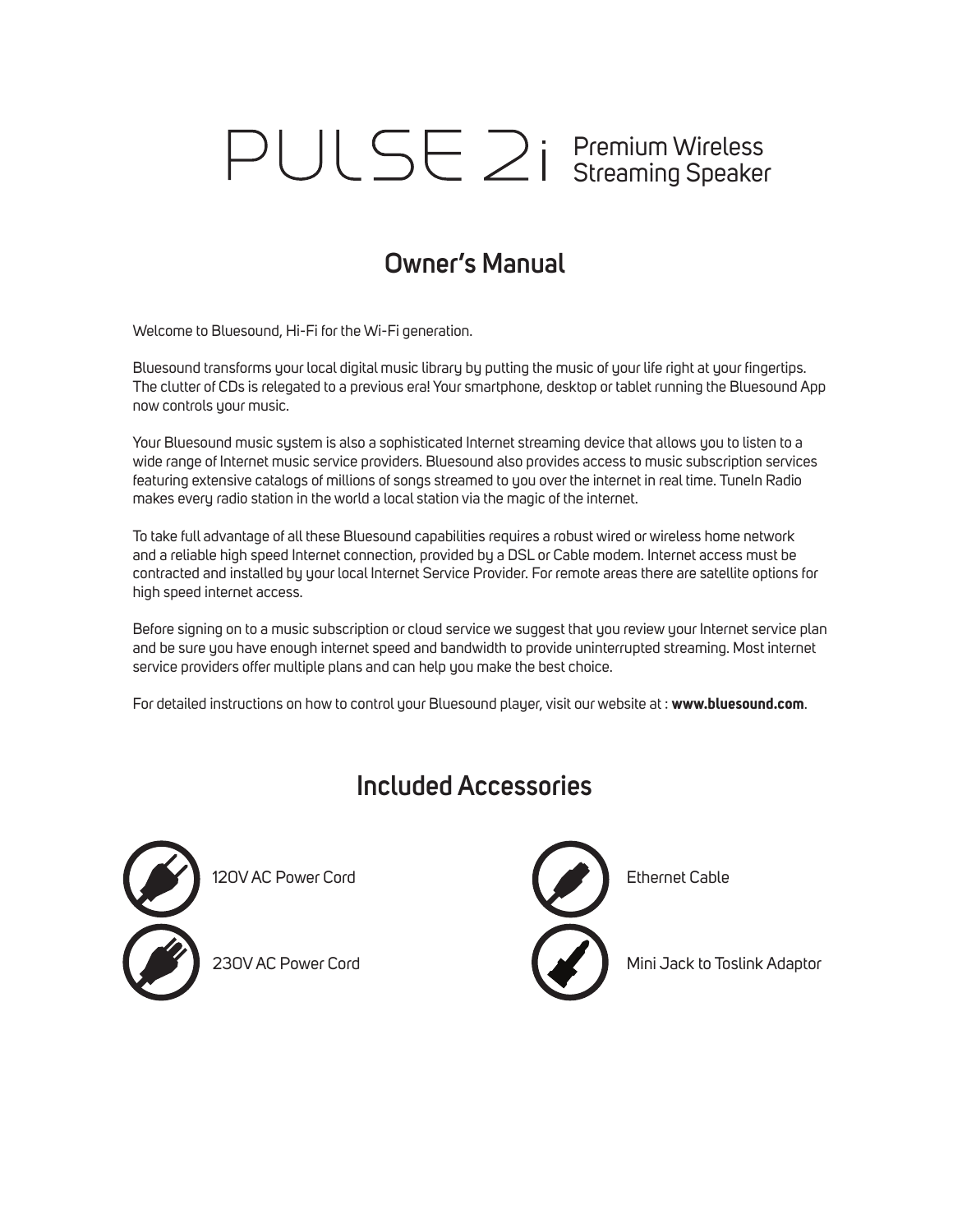# PULSE 2i Premium Wireless Streaming Speaker

## Owner's Manual

Welcome to Bluesound, Hi-Fi for the Wi-Fi generation.

Bluesound transforms your local digital music library by putting the music of your life right at your fingertips. The clutter of CDs is relegated to a previous era! Your smartphone, desktop or tablet running the Bluesound App now controls your music.

Your Bluesound music system is also a sophisticated Internet streaming device that allows you to listen to a wide range of Internet music service providers. Bluesound also provides access to music subscription services featuring extensive catalogs of millions of songs streamed to you over the internet in real time. TuneIn Radio makes every radio station in the world a local station via the magic of the internet.

To take full advantage of all these Bluesound capabilities requires a robust wired or wireless home network and a reliable high speed Internet connection, provided by a DSL or Cable modem. Internet access must be contracted and installed by your local Internet Service Provider. For remote areas there are satellite options for high speed internet access.

Before signing on to a music subscription or cloud service we suggest that you review your Internet service plan and be sure you have enough internet speed and bandwidth to provide uninterrupted streaming. Most internet service providers offer multiple plans and can help you make the best choice.

For detailed instructions on how to control your Bluesound player, visit our website at : **www.bluesound.com**.

## Included Accessories

- 120V AC Power Cord
- 230V AC Power Cord
- Ethernet Cable
- Mini Jack to Toslink Adaptor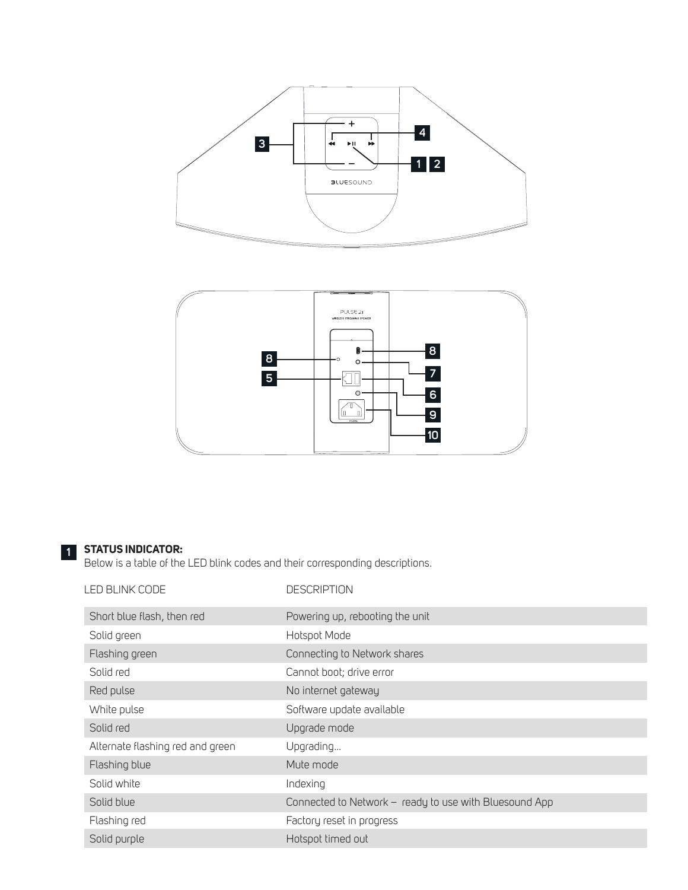**1 STATUS INDICATOR:**
Below is a table of the LED blink codes and their corresponding descriptions.

| LED BLINK CODE | DESCRIPTION |
|---|---|
| Short blue flash, then red | Powering up, rebooting the unit |
| Solid green | Hotspot Mode |
| Flashing green | Connecting to Network shares |
| Solid red | Cannot boot; drive error |
| Red pulse | No internet gateway |
| White pulse | Software update available |
| Solid red | Upgrade mode |
| Alternate flashing red and green | Upgrading... |
| Flashing blue | Mute mode |
| Solid white | Indexing |
| Solid blue | Connected to Network – ready to use with Bluesound App |
| Flashing red | Factory reset in progress |
| Solid purple | Hotspot timed out |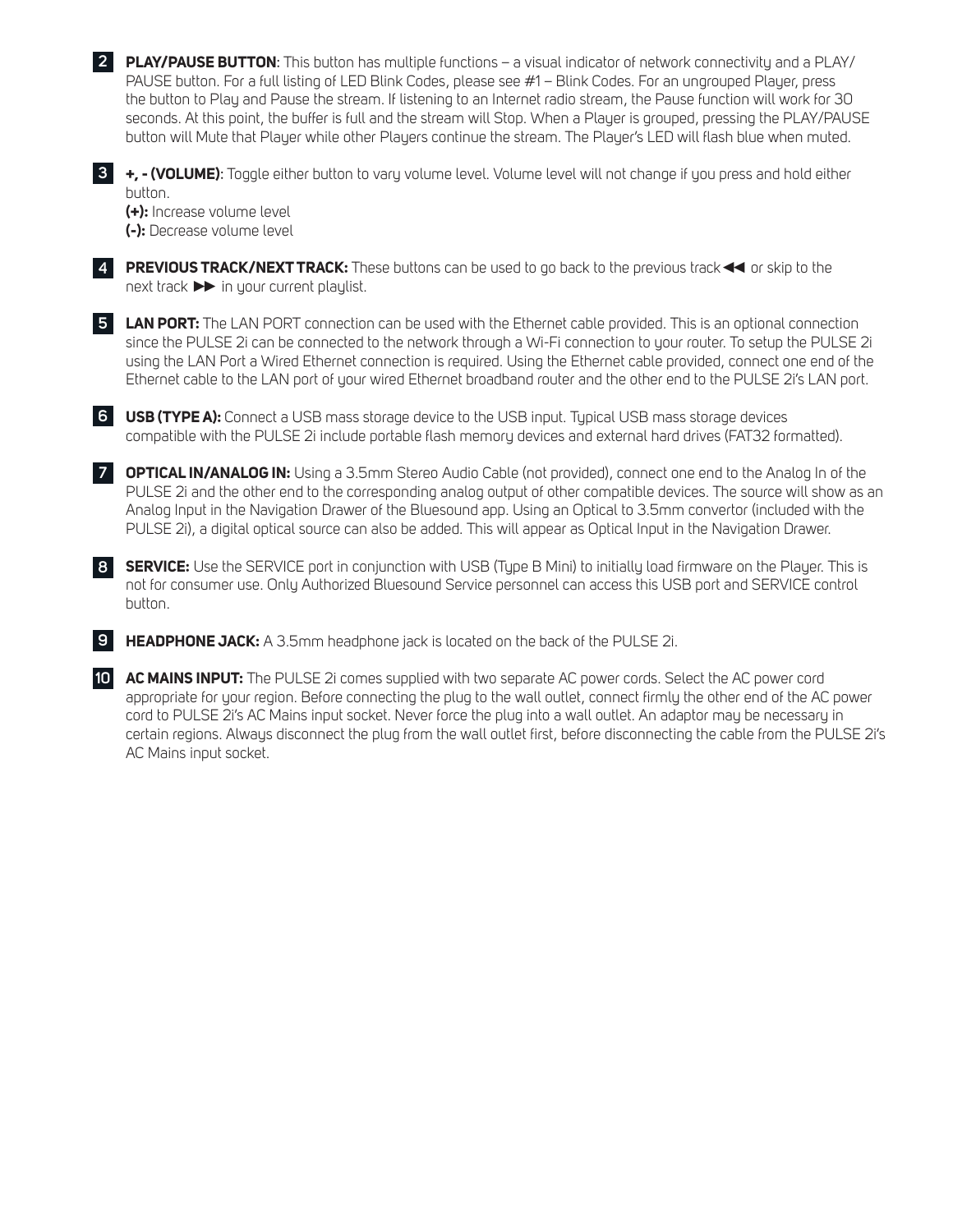**2** **PLAY/PAUSE BUTTON**: This button has multiple functions – a visual indicator of network connectivity and a PLAY/PAUSE button. For a full listing of LED Blink Codes, please see #1 – Blink Codes. For an ungrouped Player, press the button to Play and Pause the stream. If listening to an Internet radio stream, the Pause function will work for 30 seconds. At this point, the buffer is full and the stream will Stop. When a Player is grouped, pressing the PLAY/PAUSE button will Mute that Player while other Players continue the stream. The Player's LED will flash blue when muted.

**3** **+, - (VOLUME)**: Toggle either button to vary volume level. Volume level will not change if you press and hold either button.

**(+):** Increase volume level
**(-):** Decrease volume level

**4** **PREVIOUS TRACK/NEXT TRACK:** These buttons can be used to go back to the previous track ◀◀ or skip to the next track ▶▶ in your current playlist.

**5** **LAN PORT:** The LAN PORT connection can be used with the Ethernet cable provided. This is an optional connection since the PULSE 2i can be connected to the network through a Wi-Fi connection to your router. To setup the PULSE 2i using the LAN Port a Wired Ethernet connection is required. Using the Ethernet cable provided, connect one end of the Ethernet cable to the LAN port of your wired Ethernet broadband router and the other end to the PULSE 2i's LAN port.

**6** **USB (TYPE A):** Connect a USB mass storage device to the USB input. Typical USB mass storage devices compatible with the PULSE 2i include portable flash memory devices and external hard drives (FAT32 formatted).

**7** **OPTICAL IN/ANALOG IN:** Using a 3.5mm Stereo Audio Cable (not provided), connect one end to the Analog In of the PULSE 2i and the other end to the corresponding analog output of other compatible devices. The source will show as an Analog Input in the Navigation Drawer of the Bluesound app. Using an Optical to 3.5mm convertor (included with the PULSE 2i), a digital optical source can also be added. This will appear as Optical Input in the Navigation Drawer.

**8** **SERVICE:** Use the SERVICE port in conjunction with USB (Type B Mini) to initially load firmware on the Player. This is not for consumer use. Only Authorized Bluesound Service personnel can access this USB port and SERVICE control button.

**9** **HEADPHONE JACK:** A 3.5mm headphone jack is located on the back of the PULSE 2i.

**10** **AC MAINS INPUT:** The PULSE 2i comes supplied with two separate AC power cords. Select the AC power cord appropriate for your region. Before connecting the plug to the wall outlet, connect firmly the other end of the AC power cord to PULSE 2i's AC Mains input socket. Never force the plug into a wall outlet. An adaptor may be necessary in certain regions. Always disconnect the plug from the wall outlet first, before disconnecting the cable from the PULSE 2i's AC Mains input socket.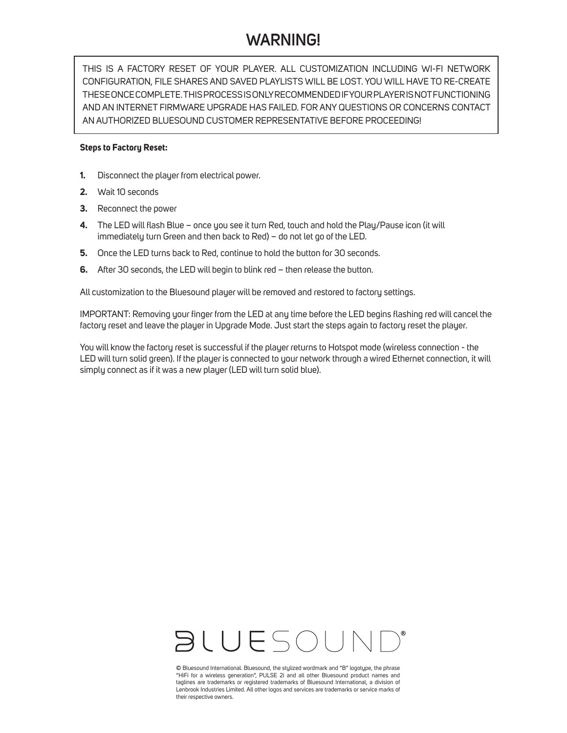# WARNING!

THIS IS A FACTORY RESET OF YOUR PLAYER. ALL CUSTOMIZATION INCLUDING WI-FI NETWORK CONFIGURATION, FILE SHARES AND SAVED PLAYLISTS WILL BE LOST. YOU WILL HAVE TO RE-CREATE THESE ONCE COMPLETE. THIS PROCESS IS ONLY RECOMMENDED IF YOUR PLAYER IS NOT FUNCTIONING AND AN INTERNET FIRMWARE UPGRADE HAS FAILED. FOR ANY QUESTIONS OR CONCERNS CONTACT AN AUTHORIZED BLUESOUND CUSTOMER REPRESENTATIVE BEFORE PROCEEDING!

**Steps to Factory Reset:**

1. Disconnect the player from electrical power.
2. Wait 10 seconds
3. Reconnect the power
4. The LED will flash Blue – once you see it turn Red, touch and hold the Play/Pause icon (it will immediately turn Green and then back to Red) – do not let go of the LED.
5. Once the LED turns back to Red, continue to hold the button for 30 seconds.
6. After 30 seconds, the LED will begin to blink red – then release the button.

All customization to the Bluesound player will be removed and restored to factory settings.

IMPORTANT: Removing your finger from the LED at any time before the LED begins flashing red will cancel the factory reset and leave the player in Upgrade Mode. Just start the steps again to factory reset the player.

You will know the factory reset is successful if the player returns to Hotspot mode (wireless connection - the LED will turn solid green). If the player is connected to your network through a wired Ethernet connection, it will simply connect as if it was a new player (LED will turn solid blue).

BLUESOUND®

© Bluesound International. Bluesound, the stylized wordmark and "B" logotype, the phrase "HiFi for a wireless generation", PULSE 2i and all other Bluesound product names and taglines are trademarks or registered trademarks of Bluesound International, a division of Lenbrook Industries Limited. All other logos and services are trademarks or service marks of their respective owners.